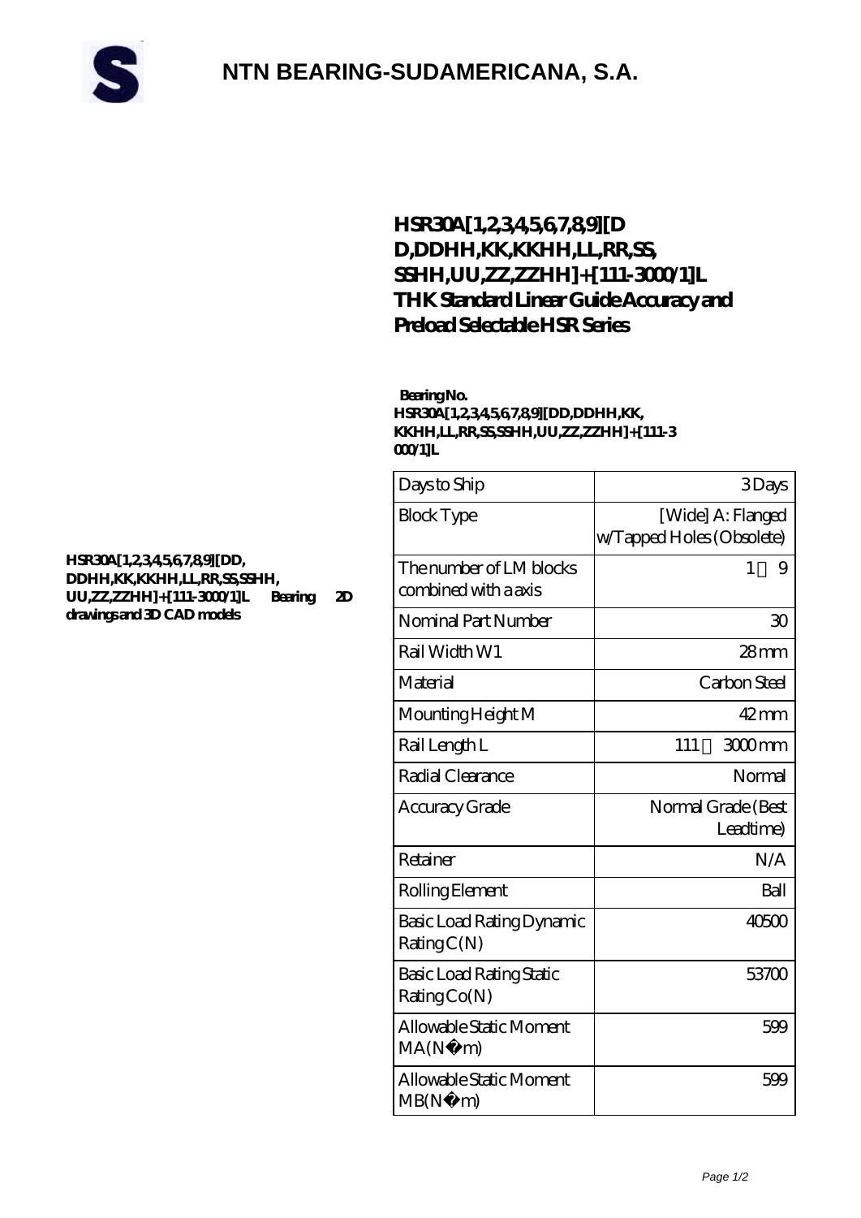# NTN BEARING-SUDAMERICANA, S.A.

## HSR30A[1,2,3,4,5,6,7,8,9][DD,DDHH,KK,KKHH,LL,RR,SS,SSHH,UU,ZZ,ZZHH]+[111-3000/1]L THK Standard Linear Guide Accuracy and Preload Selectable HSR Series

**HSR30A[1,2,3,4,5,6,7,8,9][DD,DDHH,KK,KKHH,LL,RR,SS,SSHH,UU,ZZ,ZZHH]+[111-3000/1]L Bearing 2D drawings and 3D CAD models**

**Bearing No. HSR30A[1,2,3,4,5,6,7,8,9][DD,DDHH,KK,KKHH,LL,RR,SS,SSHH,UU,ZZ,ZZHH]+[111-3000/1]L**

| | |
|---|---|
| Days to Ship | 3 Days |
| Block Type | [Wide] A: Flanged w/Tapped Holes (Obsolete) |
| The number of LM blocks combined with a axis | 1 ～ 9 |
| Nominal Part Number | 30 |
| Rail Width W1 | 28 mm |
| Material | Carbon Steel |
| Mounting Height M | 42 mm |
| Rail Length L | 111 ～ 3000 mm |
| Radial Clearance | Normal |
| Accuracy Grade | Normal Grade (Best Leadtime) |
| Retainer | N/A |
| Rolling Element | Ball |
| Basic Load Rating Dynamic Rating C(N) | 40500 |
| Basic Load Rating Static Rating Co(N) | 53700 |
| Allowable Static Moment MA(N・m) | 599 |
| Allowable Static Moment MB(N・m) | 599 |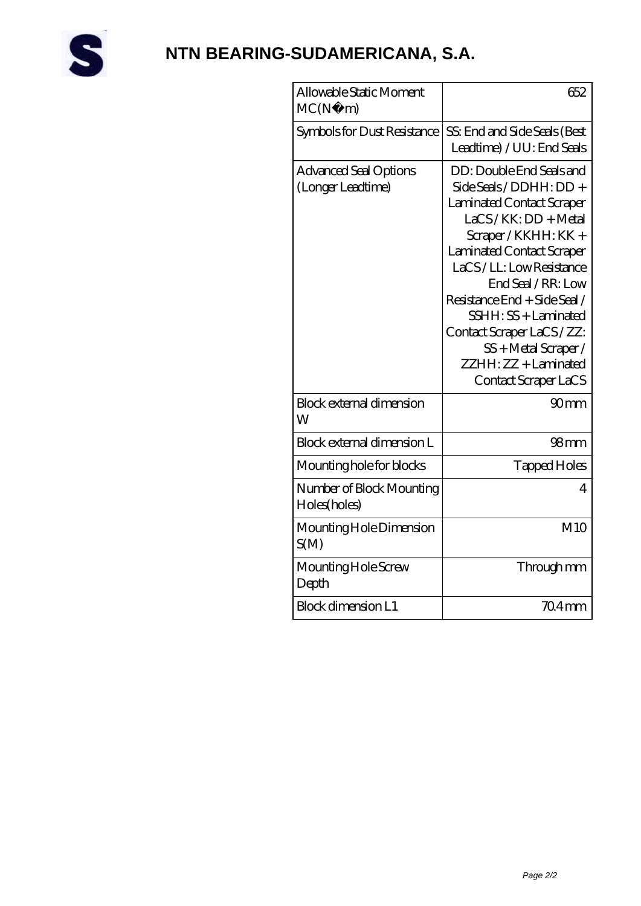# NTN BEARING-SUDAMERICANA, S.A.

| | |
|---|---|
| Allowable Static Moment MC(N�m) | 652 |
| Symbols for Dust Resistance | SS: End and Side Seals (Best Leadtime) / UU: End Seals |
| Advanced Seal Options (Longer Leadtime) | DD: Double End Seals and Side Seals / DDHH: DD + Laminated Contact Scraper LaCS / KK: DD + Metal Scraper / KKHH: KK + Laminated Contact Scraper LaCS / LL: Low Resistance End Seal / RR: Low Resistance End + Side Seal / SSHH: SS + Laminated Contact Scraper LaCS / ZZ: SS + Metal Scraper / ZZHH: ZZ + Laminated Contact Scraper LaCS |
| Block external dimension W | 90 mm |
| Block external dimension L | 98 mm |
| Mounting hole for blocks | Tapped Holes |
| Number of Block Mounting Holes(holes) | 4 |
| Mounting Hole Dimension S(M) | M10 |
| Mounting Hole Screw Depth | Through mm |
| Block dimension L1 | 70.4 mm |